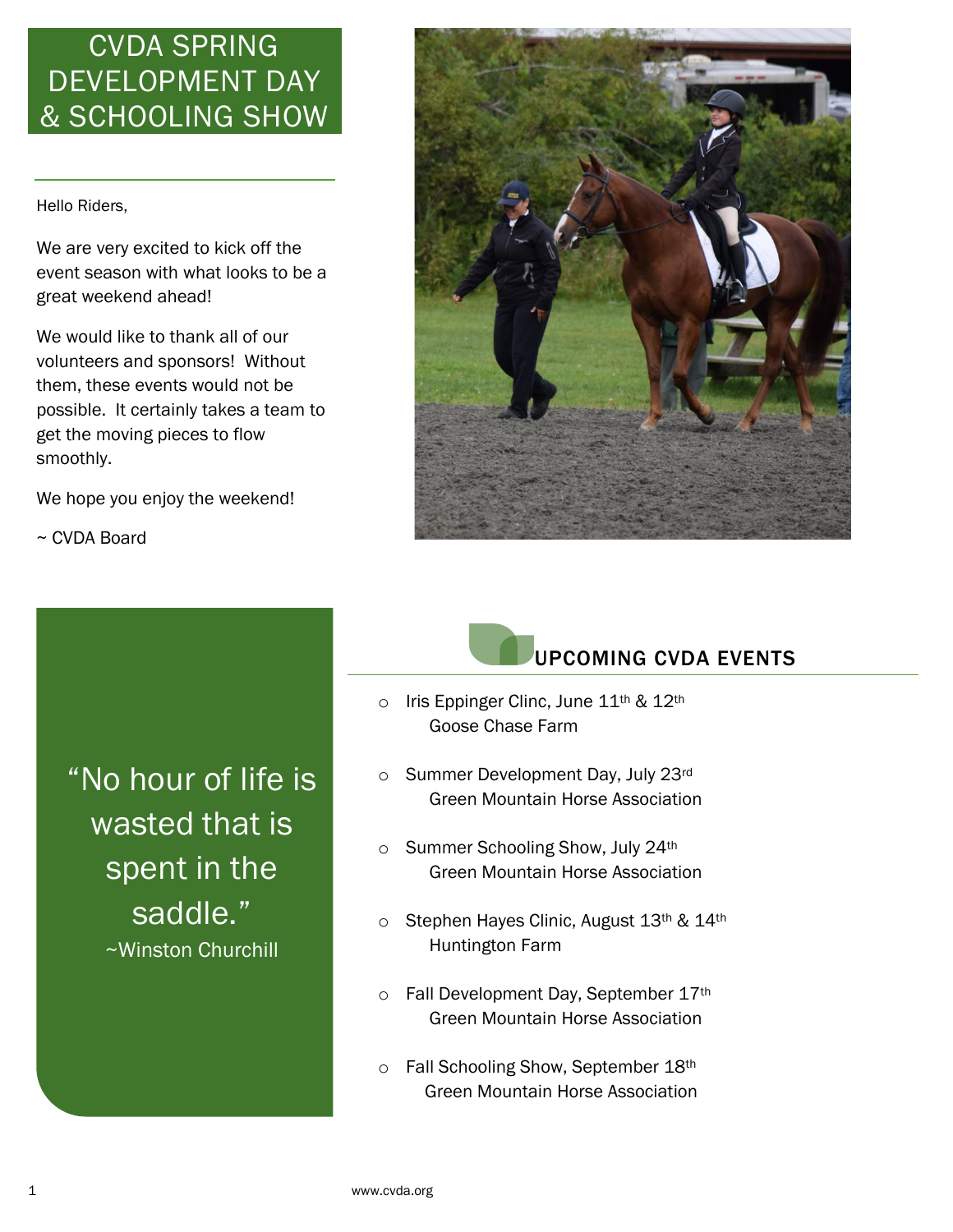# CVDA SPRING DEVELOPMENT DAY & SCHOOLING SHOW

Hello Riders,

We are very excited to kick off the event season with what looks to be a great weekend ahead!

We would like to thank all of our volunteers and sponsors! Without them, these events would not be possible. It certainly takes a team to get the moving pieces to flow smoothly.

We hope you enjoy the weekend!

~ CVDA Board

"No hour of life is wasted that is spent in the saddle."
~Winston Churchill

## UPCOMING CVDA EVENTS

- Iris Eppinger Clinc, June 11th & 12th
  Goose Chase Farm
- Summer Development Day, July 23rd
  Green Mountain Horse Association
- Summer Schooling Show, July 24th
  Green Mountain Horse Association
- Stephen Hayes Clinic, August 13th & 14th
  Huntington Farm
- Fall Development Day, September 17th
  Green Mountain Horse Association
- Fall Schooling Show, September 18th
  Green Mountain Horse Association

www.cvda.org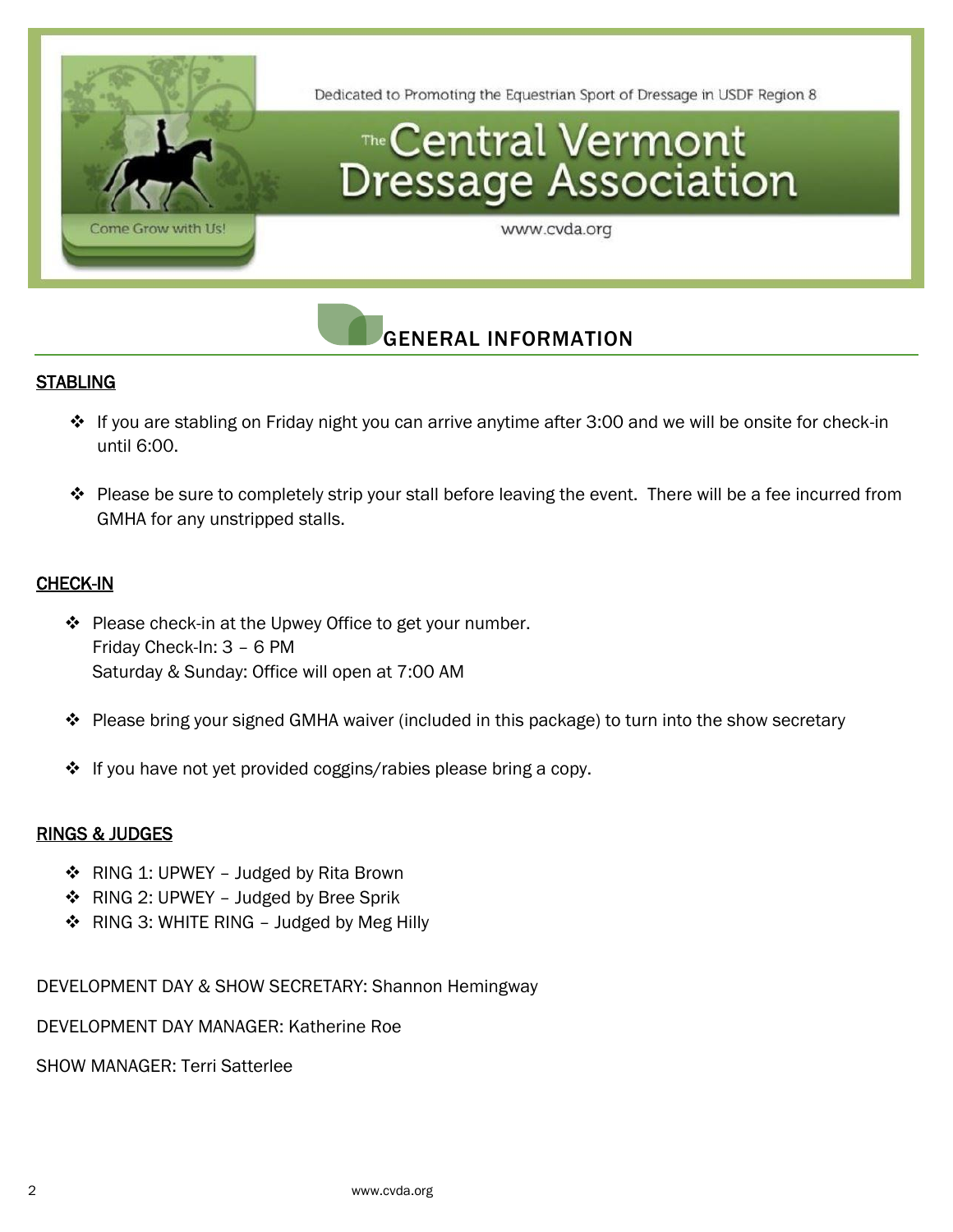Dedicated to Promoting the Equestrian Sport of Dressage in USDF Region 8

# The Central Vermont Dressage Association

Come Grow with Us!

www.cvda.org

## GENERAL INFORMATION

### STABLING

- If you are stabling on Friday night you can arrive anytime after 3:00 and we will be onsite for check-in until 6:00.
- Please be sure to completely strip your stall before leaving the event. There will be a fee incurred from GMHA for any unstripped stalls.

### CHECK-IN

- Please check-in at the Upwey Office to get your number.
  Friday Check-In: 3 – 6 PM
  Saturday & Sunday: Office will open at 7:00 AM
- Please bring your signed GMHA waiver (included in this package) to turn into the show secretary
- If you have not yet provided coggins/rabies please bring a copy.

### RINGS & JUDGES

- RING 1: UPWEY – Judged by Rita Brown
- RING 2: UPWEY – Judged by Bree Sprik
- RING 3: WHITE RING – Judged by Meg Hilly

DEVELOPMENT DAY & SHOW SECRETARY: Shannon Hemingway

DEVELOPMENT DAY MANAGER: Katherine Roe

SHOW MANAGER: Terri Satterlee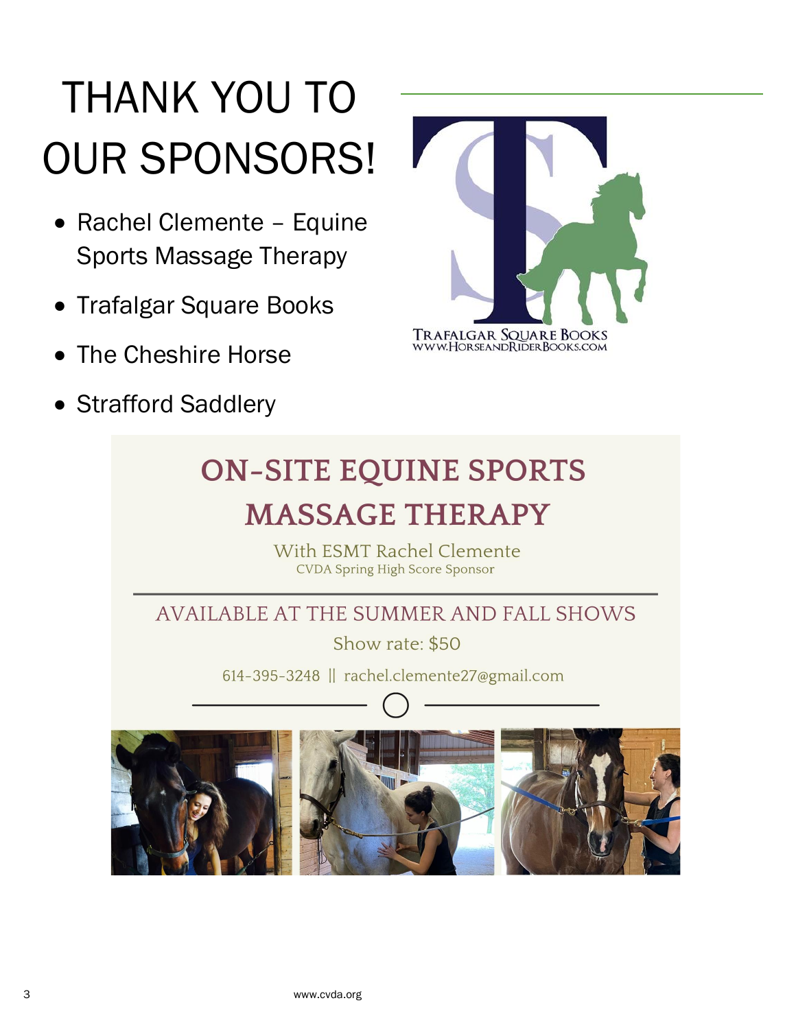# THANK YOU TO OUR SPONSORS!

- Rachel Clemente – Equine Sports Massage Therapy
- Trafalgar Square Books
- The Cheshire Horse
- Strafford Saddlery

TRAFALGAR SQUARE BOOKS
WWW.HORSEANDRIDERBOOKS.COM

## ON-SITE EQUINE SPORTS MASSAGE THERAPY

With ESMT Rachel Clemente
CVDA Spring High Score Sponsor

AVAILABLE AT THE SUMMER AND FALL SHOWS

Show rate: $50

614-395-3248 || rachel.clemente27@gmail.com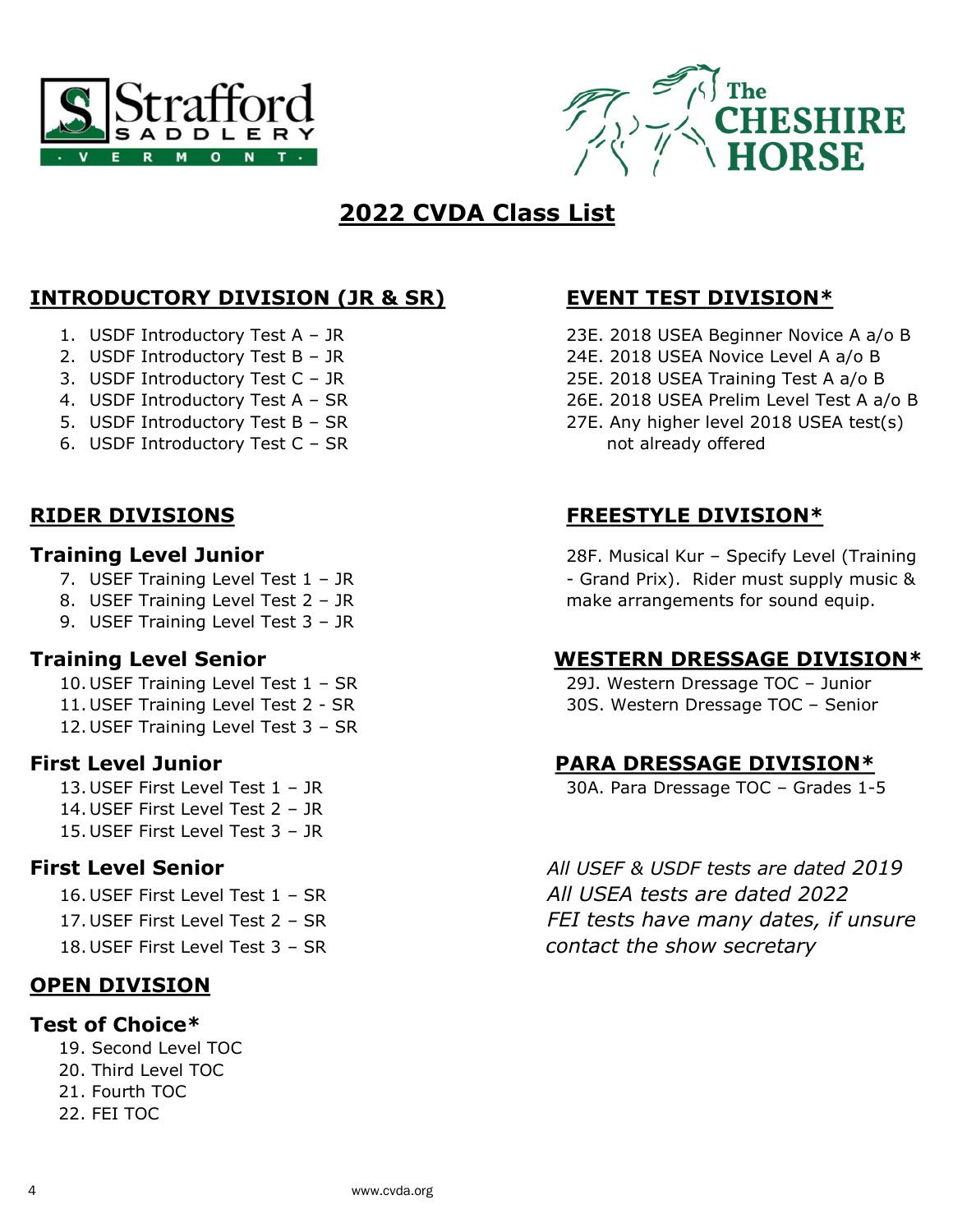# 2022 CVDA Class List

## INTRODUCTORY DIVISION (JR & SR)

1. USDF Introductory Test A – JR
2. USDF Introductory Test B – JR
3. USDF Introductory Test C – JR
4. USDF Introductory Test A – SR
5. USDF Introductory Test B – SR
6. USDF Introductory Test C – SR

## RIDER DIVISIONS

### Training Level Junior

7. USEF Training Level Test 1 – JR
8. USEF Training Level Test 2 – JR
9. USEF Training Level Test 3 – JR

### Training Level Senior

10. USEF Training Level Test 1 – SR
11. USEF Training Level Test 2 - SR
12. USEF Training Level Test 3 – SR

### First Level Junior

13. USEF First Level Test 1 – JR
14. USEF First Level Test 2 – JR
15. USEF First Level Test 3 – JR

### First Level Senior

16. USEF First Level Test 1 – SR
17. USEF First Level Test 2 – SR
18. USEF First Level Test 3 – SR

## OPEN DIVISION

### Test of Choice*

19. Second Level TOC
20. Third Level TOC
21. Fourth TOC
22. FEI TOC

## EVENT TEST DIVISION*

23E. 2018 USEA Beginner Novice A a/o B
24E. 2018 USEA Novice Level A a/o B
25E. 2018 USEA Training Test A a/o B
26E. 2018 USEA Prelim Level Test A a/o B
27E. Any higher level 2018 USEA test(s) not already offered

## FREESTYLE DIVISION*

28F. Musical Kur – Specify Level (Training - Grand Prix). Rider must supply music & make arrangements for sound equip.

## WESTERN DRESSAGE DIVISION*

29J. Western Dressage TOC – Junior
30S. Western Dressage TOC – Senior

## PARA DRESSAGE DIVISION*

30A. Para Dressage TOC – Grades 1-5

*All USEF & USDF tests are dated 2019*
*All USEA tests are dated 2022*
*FEI tests have many dates, if unsure contact the show secretary*

www.cvda.org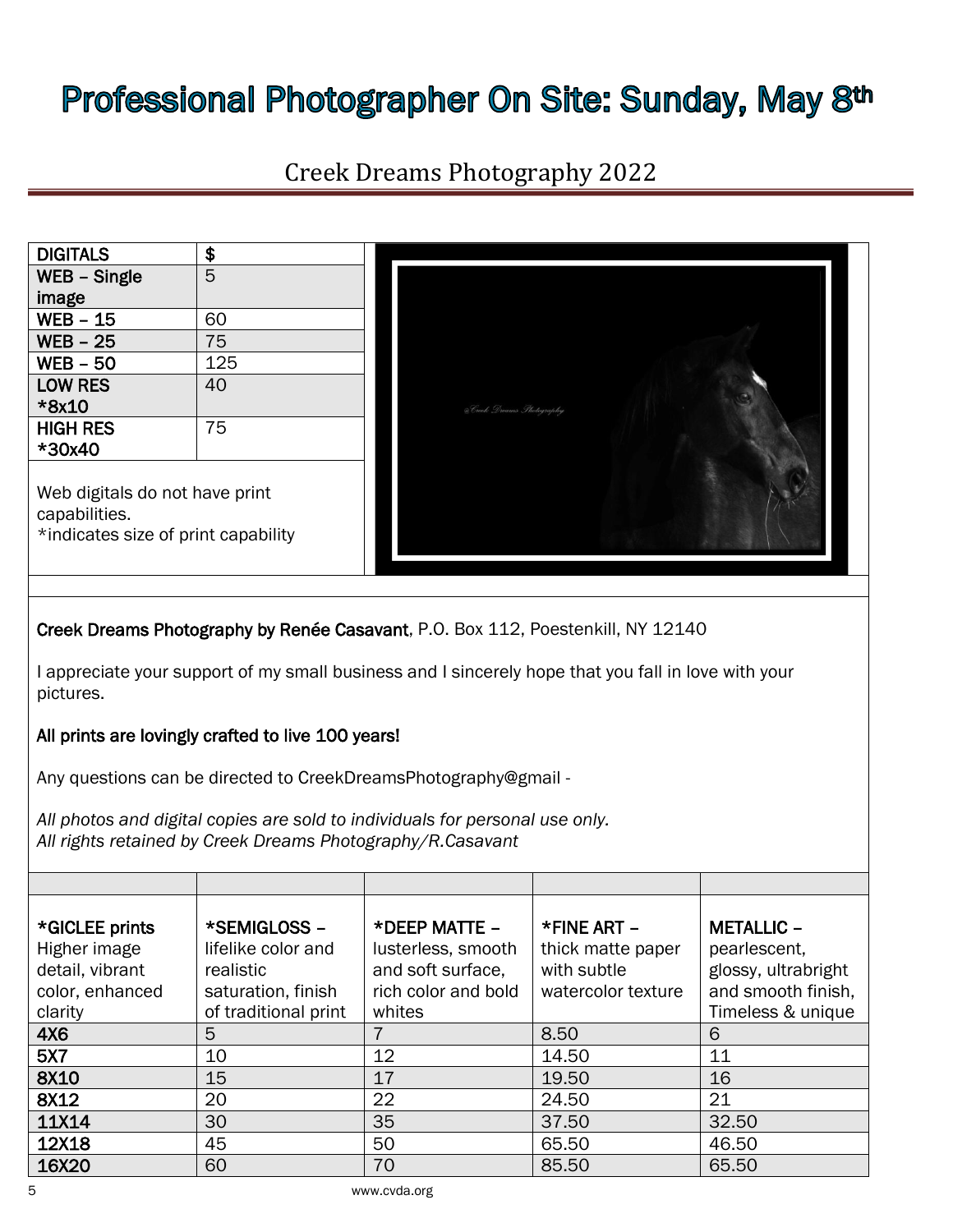# Professional Photographer On Site: Sunday, May 8th

## Creek Dreams Photography 2022

| DIGITALS | $ |
|---|---|
| WEB – Single image | 5 |
| WEB – 15 | 60 |
| WEB – 25 | 75 |
| WEB – 50 | 125 |
| LOW RES *8x10 | 40 |
| HIGH RES *30x40 | 75 |

Web digitals do not have print capabilities.
*indicates size of print capability

**Creek Dreams Photography by Renée Casavant**, P.O. Box 112, Poestenkill, NY 12140

I appreciate your support of my small business and I sincerely hope that you fall in love with your pictures.

**All prints are lovingly crafted to live 100 years!**

Any questions can be directed to CreekDreamsPhotography@gmail -

*All photos and digital copies are sold to individuals for personal use only.*
*All rights retained by Creek Dreams Photography/R.Casavant*

| **\*GICLEE prints** Higher image detail, vibrant color, enhanced clarity | **\*SEMIGLOSS –** lifelike color and realistic saturation, finish of traditional print | **\*DEEP MATTE –** lusterless, smooth and soft surface, rich color and bold whites | **\*FINE ART –** thick matte paper with subtle watercolor texture | **METALLIC –** pearlescent, glossy, ultrabright and smooth finish, Timeless & unique |
|---|---|---|---|---|
| **4X6** | 5 | 7 | 8.50 | 6 |
| **5X7** | 10 | 12 | 14.50 | 11 |
| **8X10** | 15 | 17 | 19.50 | 16 |
| **8X12** | 20 | 22 | 24.50 | 21 |
| **11X14** | 30 | 35 | 37.50 | 32.50 |
| **12X18** | 45 | 50 | 65.50 | 46.50 |
| **16X20** | 60 | 70 | 85.50 | 65.50 |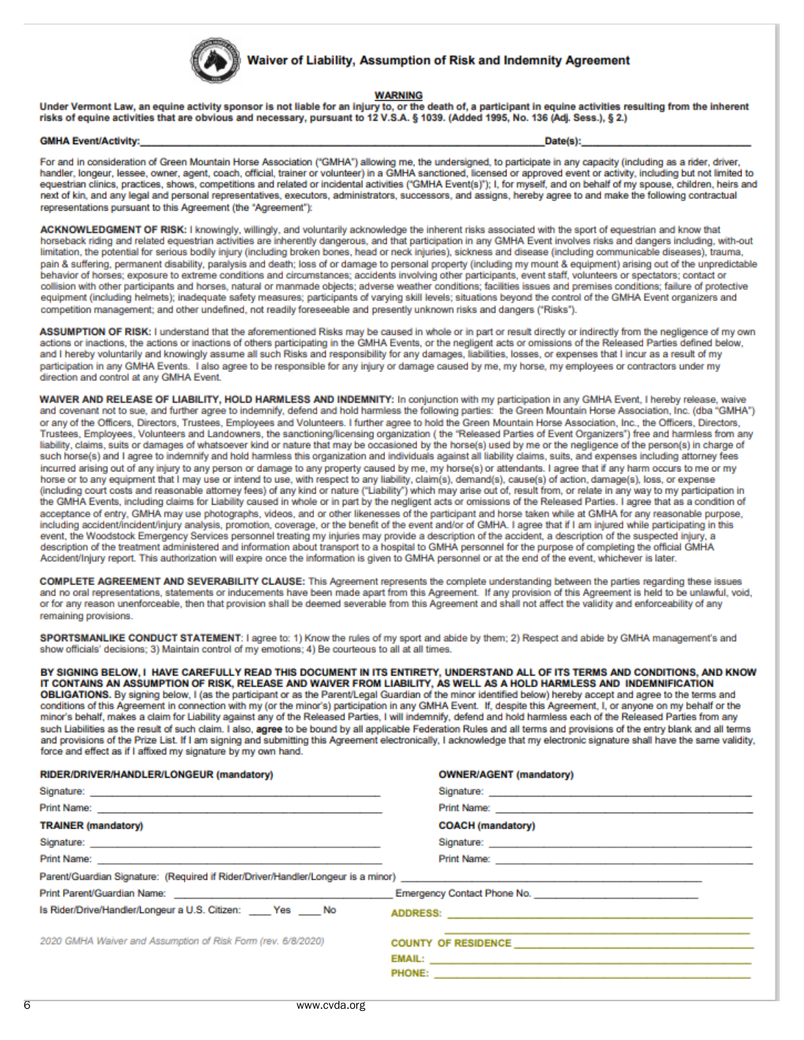# Waiver of Liability, Assumption of Risk and Indemnity Agreement

**WARNING**

**Under Vermont Law, an equine activity sponsor is not liable for an injury to, or the death of, a participant in equine activities resulting from the inherent risks of equine activities that are obvious and necessary, pursuant to 12 V.S.A. § 1039. (Added 1995, No. 136 (Adj. Sess.), § 2.)**

**GMHA Event/Activity:**______________________________ **Date(s):**______________

For and in consideration of Green Mountain Horse Association ("GMHA") allowing me, the undersigned, to participate in any capacity (including as a rider, driver, handler, longeur, lessee, owner, agent, coach, official, trainer or volunteer) in a GMHA sanctioned, licensed or approved event or activity, including but not limited to equestrian clinics, practices, shows, competitions and related or incidental activities ("GMHA Event(s)"); I, for myself, and on behalf of my spouse, children, heirs and next of kin, and any legal and personal representatives, executors, administrators, successors, and assigns, hereby agree to and make the following contractual representations pursuant to this Agreement (the "Agreement"):

**ACKNOWLEDGMENT OF RISK:** I knowingly, willingly, and voluntarily acknowledge the inherent risks associated with the sport of equestrian and know that horseback riding and related equestrian activities are inherently dangerous, and that participation in any GMHA Event involves risks and dangers including, with-out limitation, the potential for serious bodily injury (including broken bones, head or neck injuries), sickness and disease (including communicable diseases), trauma, pain & suffering, permanent disability, paralysis and death; loss of or damage to personal property (including my mount & equipment) arising out of the unpredictable behavior of horses; exposure to extreme conditions and circumstances; accidents involving other participants, event staff, volunteers or spectators; contact or collision with other participants and horses, natural or manmade objects; adverse weather conditions; facilities issues and premises conditions; failure of protective equipment (including helmets); inadequate safety measures; participants of varying skill levels; situations beyond the control of the GMHA Event organizers and competition management; and other undefined, not readily foreseeable and presently unknown risks and dangers ("Risks").

**ASSUMPTION OF RISK:** I understand that the aforementioned Risks may be caused in whole or in part or result directly or indirectly from the negligence of my own actions or inactions, the actions or inactions of others participating in the GMHA Events, or the negligent acts or omissions of the Released Parties defined below, and I hereby voluntarily and knowingly assume all such Risks and responsibility for any damages, liabilities, losses, or expenses that I incur as a result of my participation in any GMHA Events. I also agree to be responsible for any injury or damage caused by me, my horse, my employees or contractors under my direction and control at any GMHA Event.

**WAIVER AND RELEASE OF LIABILITY, HOLD HARMLESS AND INDEMNITY:** In conjunction with my participation in any GMHA Event, I hereby release, waive and covenant not to sue, and further agree to indemnify, defend and hold harmless the following parties: the Green Mountain Horse Association, Inc. (dba "GMHA") or any of the Officers, Directors, Trustees, Employees and Volunteers. I further agree to hold the Green Mountain Horse Association, Inc., the Officers, Directors, Trustees, Employees, Volunteers and Landowners, the sanctioning/licensing organization ( the "Released Parties of Event Organizers") free and harmless from any liability, claims, suits or damages of whatsoever kind or nature that may be occasioned by the horse(s) used by me or the negligence of the person(s) in charge of such horse(s) and I agree to indemnify and hold harmless this organization and individuals against all liability claims, suits, and expenses including attorney fees incurred arising out of any injury to any person or damage to any property caused by me, my horse(s) or attendants. I agree that if any harm occurs to me or my horse or to any equipment that I may use or intend to use, with respect to any liability, claim(s), demand(s), cause(s) of action, damage(s), loss, or expense (including court costs and reasonable attorney fees) of any kind or nature ("Liability") which may arise out of, result from, or relate in any way to my participation in the GMHA Events, including claims for Liability caused in whole or in part by the negligent acts or omissions of the Released Parties. I agree that as a condition of acceptance of entry, GMHA may use photographs, videos, and or other likenesses of the participant and horse taken while at GMHA for any reasonable purpose, including accident/incident/injury analysis, promotion, coverage, or the benefit of the event and/or of GMHA. I agree that if I am injured while participating in this event, the Woodstock Emergency Services personnel treating my injuries may provide a description of the accident, a description of the suspected injury, a description of the treatment administered and information about transport to a hospital to GMHA personnel for the purpose of completing the official GMHA Accident/Injury report. This authorization will expire once the information is given to GMHA personnel or at the end of the event, whichever is later.

**COMPLETE AGREEMENT AND SEVERABILITY CLAUSE:** This Agreement represents the complete understanding between the parties regarding these issues and no oral representations, statements or inducements have been made apart from this Agreement. If any provision of this Agreement is held to be unlawful, void, or for any reason unenforceable, then that provision shall be deemed severable from this Agreement and shall not affect the validity and enforceability of any remaining provisions.

**SPORTSMANLIKE CONDUCT STATEMENT**: I agree to: 1) Know the rules of my sport and abide by them; 2) Respect and abide by GMHA management's and show officials' decisions; 3) Maintain control of my emotions; 4) Be courteous to all at all times.

**BY SIGNING BELOW, I HAVE CAREFULLY READ THIS DOCUMENT IN ITS ENTIRETY, UNDERSTAND ALL OF ITS TERMS AND CONDITIONS, AND KNOW IT CONTAINS AN ASSUMPTION OF RISK, RELEASE AND WAIVER FROM LIABILITY, AS WELL AS A HOLD HARMLESS AND INDEMNIFICATION OBLIGATIONS.** By signing below, I (as the participant or as the Parent/Legal Guardian of the minor identified below) hereby accept and agree to the terms and conditions of this Agreement in connection with my (or the minor's) participation in any GMHA Event. If, despite this Agreement, I, or anyone on my behalf or the minor's behalf, makes a claim for Liability against any of the Released Parties, I will indemnify, defend and hold harmless each of the Released Parties from any such Liabilities as the result of such claim. I also, **agree** to be bound by all applicable Federation Rules and all terms and provisions of the entry blank and all terms and provisions of the Prize List. If I am signing and submitting this Agreement electronically, I acknowledge that my electronic signature shall have the same validity, force and effect as if I affixed my signature by my own hand.

**RIDER/DRIVER/HANDLER/LONGEUR (mandatory)**

Signature: ______________________________

Print Name: ______________________________

**OWNER/AGENT (mandatory)**

Signature: ______________________________

Print Name: ______________________________

**TRAINER (mandatory)**

Signature: ______________________________

Print Name: ______________________________

**COACH (mandatory)**

Signature: ______________________________

Print Name: ______________________________

Parent/Guardian Signature: (Required if Rider/Driver/Handler/Longeur is a minor) ______________________________

Print Parent/Guardian Name: ______________________________

Emergency Contact Phone No. ______________________________

Is Rider/Drive/Handler/Longeur a U.S. Citizen: ____ Yes ____ No

**ADDRESS:** ______________________________

**COUNTY OF RESIDENCE** ______________________________

**EMAIL:** ______________________________

**PHONE:** ______________________________

*2020 GMHA Waiver and Assumption of Risk Form (rev. 6/8/2020)*

www.cvda.org